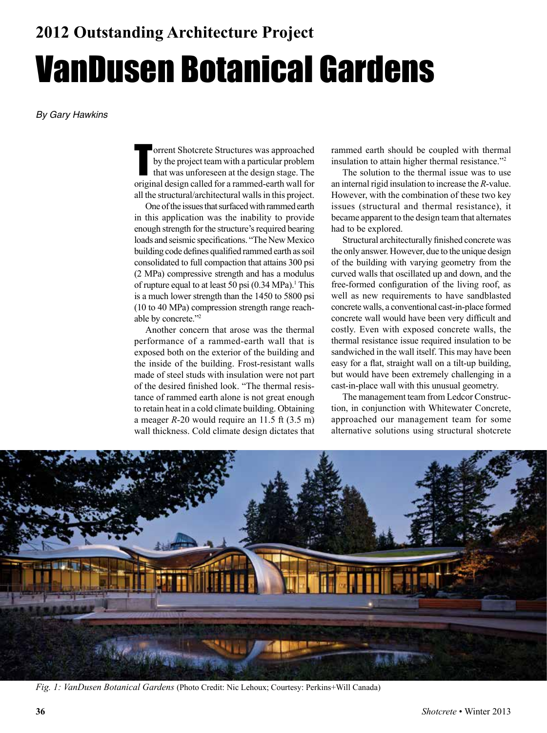## 2012 Outstanding Architecture Project

# VanDusen Botanical Gardens

*By Gary Hawkins*

Torrent Shotcrete Structures was approached by the project team with a particular problem that was unforeseen at the design stage. The original design called for a rammed-earth wall for all the structural/architectural walls in this project.

One of the issues that surfaced with rammed earth in this application was the inability to provide enough strength for the structure's required bearing loads and seismic specifications. "The New Mexico building code defines qualified rammed earth as soil consolidated to full compaction that attains 300 psi (2 MPa) compressive strength and has a modulus of rupture equal to at least 50 psi (0.34 MPa).[1] This is a much lower strength than the 1450 to 5800 psi (10 to 40 MPa) compression strength range reachable by concrete."[2]

Another concern that arose was the thermal performance of a rammed-earth wall that is exposed both on the exterior of the building and the inside of the building. Frost-resistant walls made of steel studs with insulation were not part of the desired finished look. "The thermal resistance of rammed earth alone is not great enough to retain heat in a cold climate building. Obtaining a meager $R$-20 would require an 11.5 ft (3.5 m) wall thickness. Cold climate design dictates that rammed earth should be coupled with thermal insulation to attain higher thermal resistance."[2]

The solution to the thermal issue was to use an internal rigid insulation to increase the $R$-value. However, with the combination of these two key issues (structural and thermal resistance), it became apparent to the design team that alternates had to be explored.

Structural architecturally finished concrete was the only answer. However, due to the unique design of the building with varying geometry from the curved walls that oscillated up and down, and the free-formed configuration of the living roof, as well as new requirements to have sandblasted concrete walls, a conventional cast-in-place formed concrete wall would have been very difficult and costly. Even with exposed concrete walls, the thermal resistance issue required insulation to be sandwiched in the wall itself. This may have been easy for a flat, straight wall on a tilt-up building, but would have been extremely challenging in a cast-in-place wall with this unusual geometry.

The management team from Ledcor Construction, in conjunction with Whitewater Concrete, approached our management team for some alternative solutions using structural shotcrete

*Fig. 1: VanDusen Botanical Gardens* (Photo Credit: Nic Lehoux; Courtesy: Perkins+Will Canada)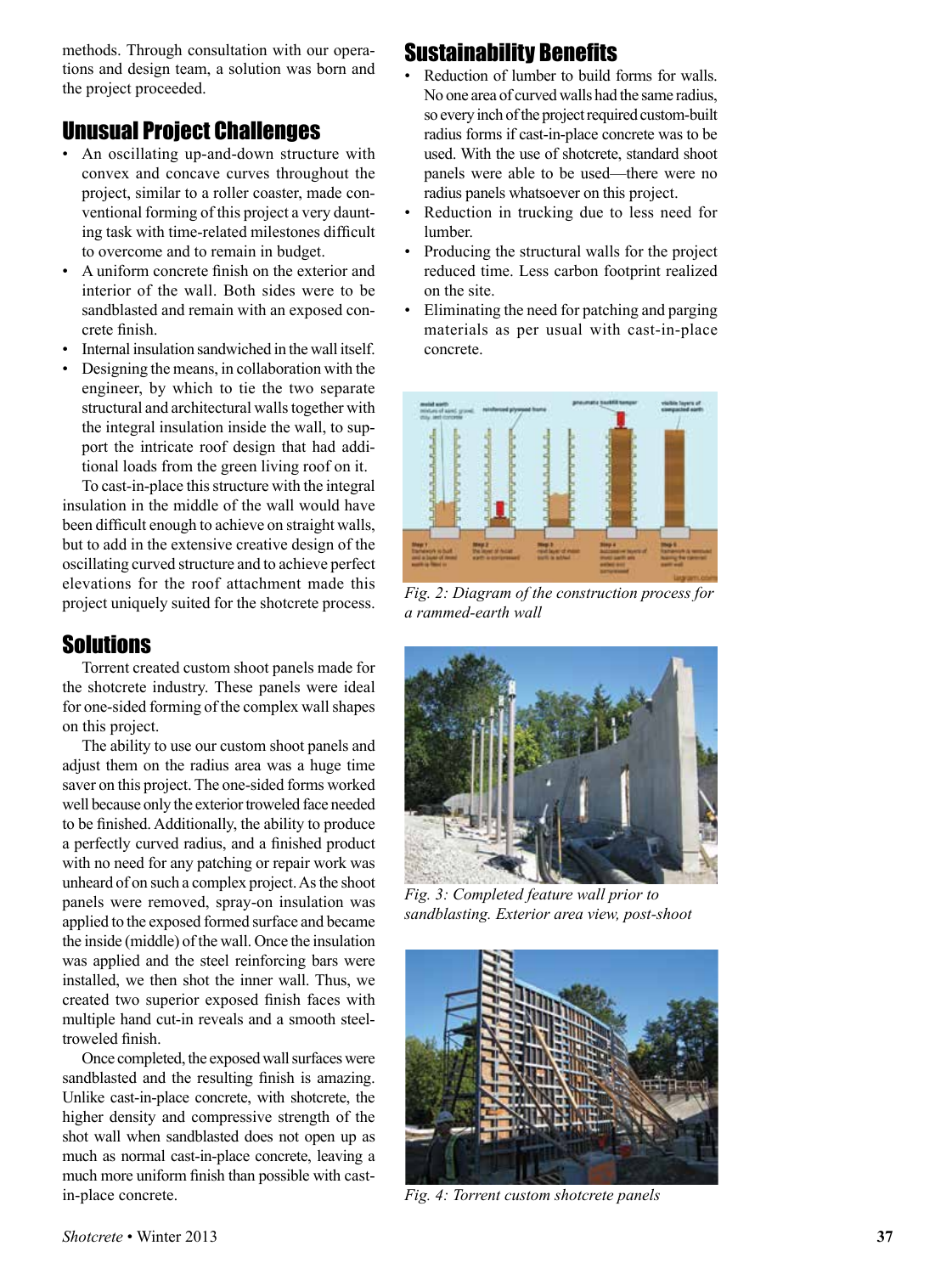methods. Through consultation with our operations and design team, a solution was born and the project proceeded.

## Unusual Project Challenges

- An oscillating up-and-down structure with convex and concave curves throughout the project, similar to a roller coaster, made conventional forming of this project a very daunting task with time-related milestones difficult to overcome and to remain in budget.
- A uniform concrete finish on the exterior and interior of the wall. Both sides were to be sandblasted and remain with an exposed concrete finish.
- Internal insulation sandwiched in the wall itself.
- Designing the means, in collaboration with the engineer, by which to tie the two separate structural and architectural walls together with the integral insulation inside the wall, to support the intricate roof design that had additional loads from the green living roof on it.

To cast-in-place this structure with the integral insulation in the middle of the wall would have been difficult enough to achieve on straight walls, but to add in the extensive creative design of the oscillating curved structure and to achieve perfect elevations for the roof attachment made this project uniquely suited for the shotcrete process.

## Solutions

Torrent created custom shoot panels made for the shotcrete industry. These panels were ideal for one-sided forming of the complex wall shapes on this project.

The ability to use our custom shoot panels and adjust them on the radius area was a huge time saver on this project. The one-sided forms worked well because only the exterior troweled face needed to be finished. Additionally, the ability to produce a perfectly curved radius, and a finished product with no need for any patching or repair work was unheard of on such a complex project. As the shoot panels were removed, spray-on insulation was applied to the exposed formed surface and became the inside (middle) of the wall. Once the insulation was applied and the steel reinforcing bars were installed, we then shot the inner wall. Thus, we created two superior exposed finish faces with multiple hand cut-in reveals and a smooth steel-troweled finish.

Once completed, the exposed wall surfaces were sandblasted and the resulting finish is amazing. Unlike cast-in-place concrete, with shotcrete, the higher density and compressive strength of the shot wall when sandblasted does not open up as much as normal cast-in-place concrete, leaving a much more uniform finish than possible with cast-in-place concrete.

## Sustainability Benefits

- Reduction of lumber to build forms for walls. No one area of curved walls had the same radius, so every inch of the project required custom-built radius forms if cast-in-place concrete was to be used. With the use of shotcrete, standard shoot panels were able to be used—there were no radius panels whatsoever on this project.
- Reduction in trucking due to less need for lumber.
- Producing the structural walls for the project reduced time. Less carbon footprint realized on the site.
- Eliminating the need for patching and parging materials as per usual with cast-in-place concrete.

*Fig. 2: Diagram of the construction process for a rammed-earth wall*

*Fig. 3: Completed feature wall prior to sandblasting. Exterior area view, post-shoot*

*Fig. 4: Torrent custom shotcrete panels*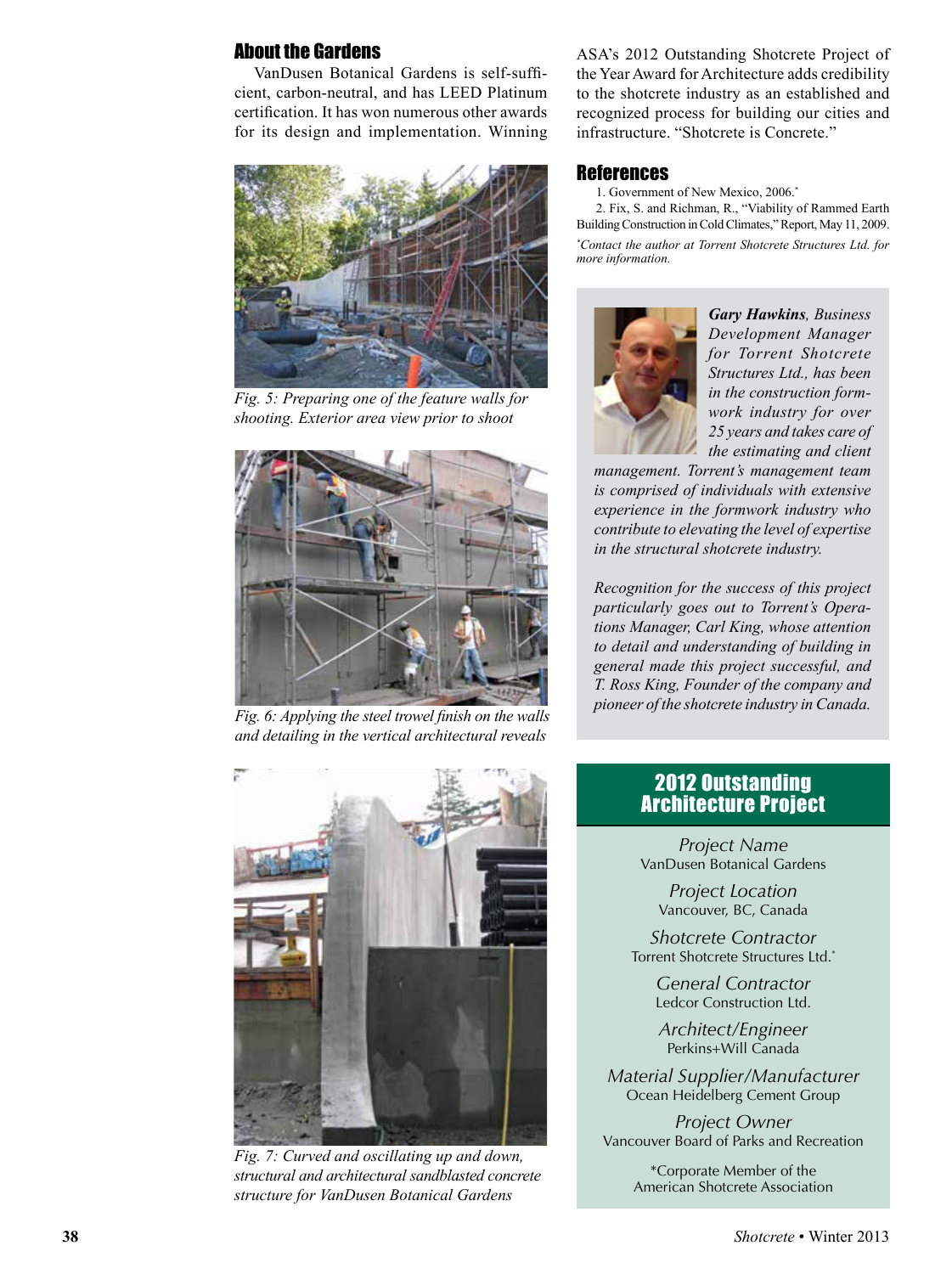## About the Gardens

VanDusen Botanical Gardens is self-sufficient, carbon-neutral, and has LEED Platinum certification. It has won numerous other awards for its design and implementation. Winning ASA's 2012 Outstanding Shotcrete Project of the Year Award for Architecture adds credibility to the shotcrete industry as an established and recognized process for building our cities and infrastructure. "Shotcrete is Concrete."

Fig. 5: Preparing one of the feature walls for shooting. Exterior area view prior to shoot

Fig. 6: Applying the steel trowel finish on the walls and detailing in the vertical architectural reveals

Fig. 7: Curved and oscillating up and down, structural and architectural sandblasted concrete structure for VanDusen Botanical Gardens

## References

1. Government of New Mexico, 2006.*
2. Fix, S. and Richman, R., "Viability of Rammed Earth Building Construction in Cold Climates," Report, May 11, 2009.

*Contact the author at Torrent Shotcrete Structures Ltd. for more information.*

***Gary Hawkins**, Business Development Manager for Torrent Shotcrete Structures Ltd., has been in the construction formwork industry for over 25 years and takes care of the estimating and client management. Torrent's management team is comprised of individuals with extensive experience in the formwork industry who contribute to elevating the level of expertise in the structural shotcrete industry.*

*Recognition for the success of this project particularly goes out to Torrent's Operations Manager, Carl King, whose attention to detail and understanding of building in general made this project successful, and T. Ross King, Founder of the company and pioneer of the shotcrete industry in Canada.*

## 2012 Outstanding Architecture Project

*Project Name*
VanDusen Botanical Gardens

*Project Location*
Vancouver, BC, Canada

*Shotcrete Contractor*
Torrent Shotcrete Structures Ltd.*

*General Contractor*
Ledcor Construction Ltd.

*Architect/Engineer*
Perkins+Will Canada

*Material Supplier/Manufacturer*
Ocean Heidelberg Cement Group

*Project Owner*
Vancouver Board of Parks and Recreation

*Corporate Member of the American Shotcrete Association